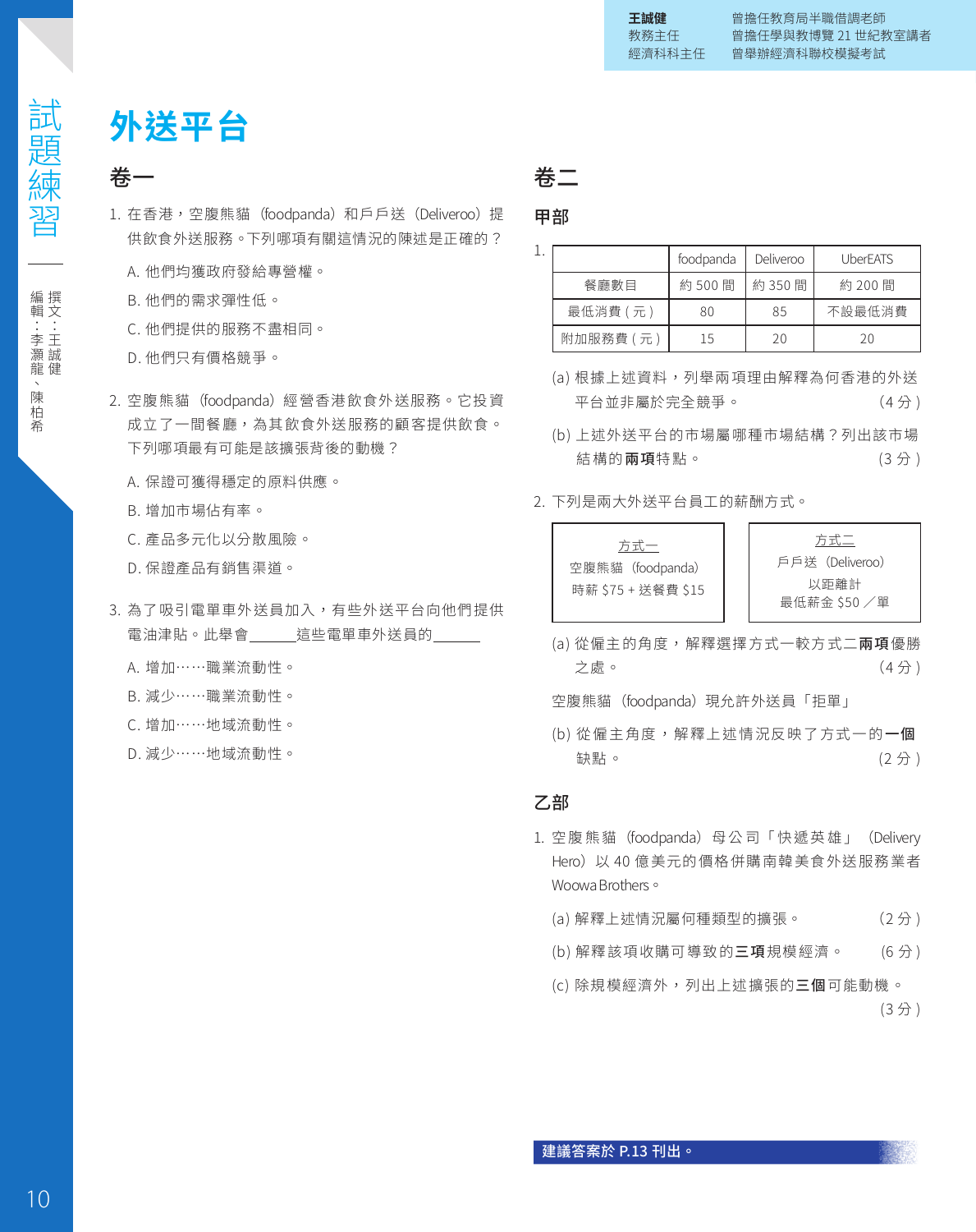王誠健 教務主任 經濟科科主任

曾擔任教育局半職借調老師
曾擔任學與教博覽 21 世紀教室講者
曾舉辦經濟科聯校模擬考試

試題練習

撰文：王誠健
編輯：李灝龍、陳柏希

# 外送平台

## 卷一

1. 在香港，空腹熊貓（foodpanda）和戶戶送（Deliveroo）提供飲食外送服務。下列哪項有關這情況的陳述是正確的？

   A. 他們均獲政府發給專營權。
   B. 他們的需求彈性低。
   C. 他們提供的服務不盡相同。
   D. 他們只有價格競爭。

2. 空腹熊貓（foodpanda）經營香港飲食外送服務。它投資成立了一間餐廳，為其飲食外送服務的顧客提供飲食。下列哪項最有可能是該擴張背後的動機？

   A. 保證可獲得穩定的原料供應。
   B. 增加市場佔有率。
   C. 產品多元化以分散風險。
   D. 保證產品有銷售渠道。

3. 為了吸引電單車外送員加入，有些外送平台向他們提供電油津貼。此舉會\_\_\_\_\_\_這些電單車外送員的\_\_\_\_\_\_

   A. 增加……職業流動性。
   B. 減少……職業流動性。
   C. 增加……地域流動性。
   D. 減少……地域流動性。

## 卷二

### 甲部

1.

| | foodpanda | Deliveroo | UberEATS |
|---|---|---|---|
| 餐廳數目 | 約 500 間 | 約 350 間 | 約 200 間 |
| 最低消費（元） | 80 | 85 | 不設最低消費 |
| 附加服務費（元） | 15 | 20 | 20 |

(a) 根據上述資料，列舉兩項理由解釋為何香港的外送平台並非屬於完全競爭。（4 分）

(b) 上述外送平台的市場屬哪種市場結構？列出該市場結構的**兩項**特點。（3 分）

2. 下列是兩大外送平台員工的薪酬方式。

| 方式一 | 方式二 |
|---|---|
| 空腹熊貓（foodpanda）<br>時薪 $75 + 送餐費 $15 | 戶戶送（Deliveroo）<br>以距離計<br>最低薪金 $50／單 |

(a) 從僱主的角度，解釋選擇方式一較方式二**兩項**優勝之處。（4 分）

空腹熊貓（foodpanda）現允許外送員「拒單」

(b) 從僱主角度，解釋上述情況反映了方式一的**一個**缺點。（2 分）

### 乙部

1. 空腹熊貓（foodpanda）母公司「快遞英雄」（Delivery Hero）以 40 億美元的價格併購南韓美食外送服務業者 Woowa Brothers。

(a) 解釋上述情況屬何種類型的擴張。（2 分）

(b) 解釋該項收購可導致的**三項**規模經濟。（6 分）

(c) 除規模經濟外，列出上述擴張的**三個**可能動機。（3 分）

**建議答案於 P.13 刊出。**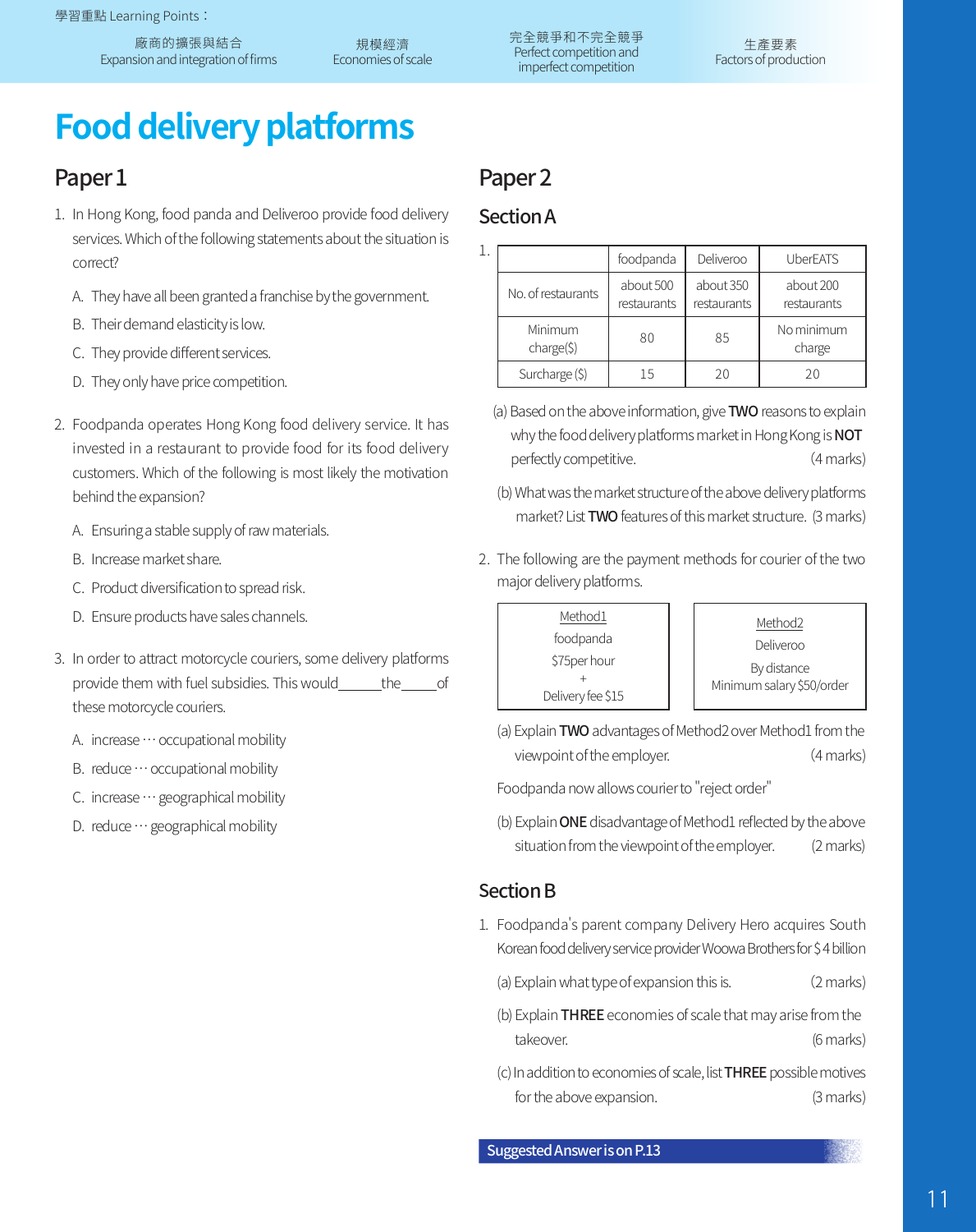學習重點 Learning Points：

廠商的擴張與結合 Expansion and integration of firms | 規模經濟 Economies of scale | 完全競爭和不完全競爭 Perfect competition and imperfect competition | 生產要素 Factors of production

# Food delivery platforms

## Paper 1

1. In Hong Kong, food panda and Deliveroo provide food delivery services. Which of the following statements about the situation is correct?

   A. They have all been granted a franchise by the government.
   B. Their demand elasticity is low.
   C. They provide different services.
   D. They only have price competition.

2. Foodpanda operates Hong Kong food delivery service. It has invested in a restaurant to provide food for its food delivery customers. Which of the following is most likely the motivation behind the expansion?

   A. Ensuring a stable supply of raw materials.
   B. Increase market share.
   C. Product diversification to spread risk.
   D. Ensure products have sales channels.

3. In order to attract motorcycle couriers, some delivery platforms provide them with fuel subsidies. This would______the_____of these motorcycle couriers.

   A. increase ⋯ occupational mobility
   B. reduce ⋯ occupational mobility
   C. increase ⋯ geographical mobility
   D. reduce ⋯ geographical mobility

## Paper 2

### Section A

1.

| | foodpanda | Deliveroo | UberEATS |
|---|---|---|---|
| No. of restaurants | about 500 restaurants | about 350 restaurants | about 200 restaurants |
| Minimum charge($) | 80 | 85 | No minimum charge |
| Surcharge ($) | 15 | 20 | 20 |

(a) Based on the above information, give **TWO** reasons to explain why the food delivery platforms market in Hong Kong is **NOT** perfectly competitive. (4 marks)

(b) What was the market structure of the above delivery platforms market? List **TWO** features of this market structure. (3 marks)

2. The following are the payment methods for courier of the two major delivery platforms.

| Method1 | Method2 |
|---|---|
| foodpanda<br>$75per hour<br>+<br>Delivery fee $15 | Deliveroo<br>By distance<br>Minimum salary $50/order |

(a) Explain **TWO** advantages of Method2 over Method1 from the viewpoint of the employer. (4 marks)

Foodpanda now allows courier to "reject order"

(b) Explain **ONE** disadvantage of Method1 reflected by the above situation from the viewpoint of the employer. (2 marks)

### Section B

1. Foodpanda's parent company Delivery Hero acquires South Korean food delivery service provider Woowa Brothers for $4 billion

(a) Explain what type of expansion this is. (2 marks)

(b) Explain **THREE** economies of scale that may arise from the takeover. (6 marks)

(c) In addition to economies of scale, list **THREE** possible motives for the above expansion. (3 marks)

Suggested Answer is on P.13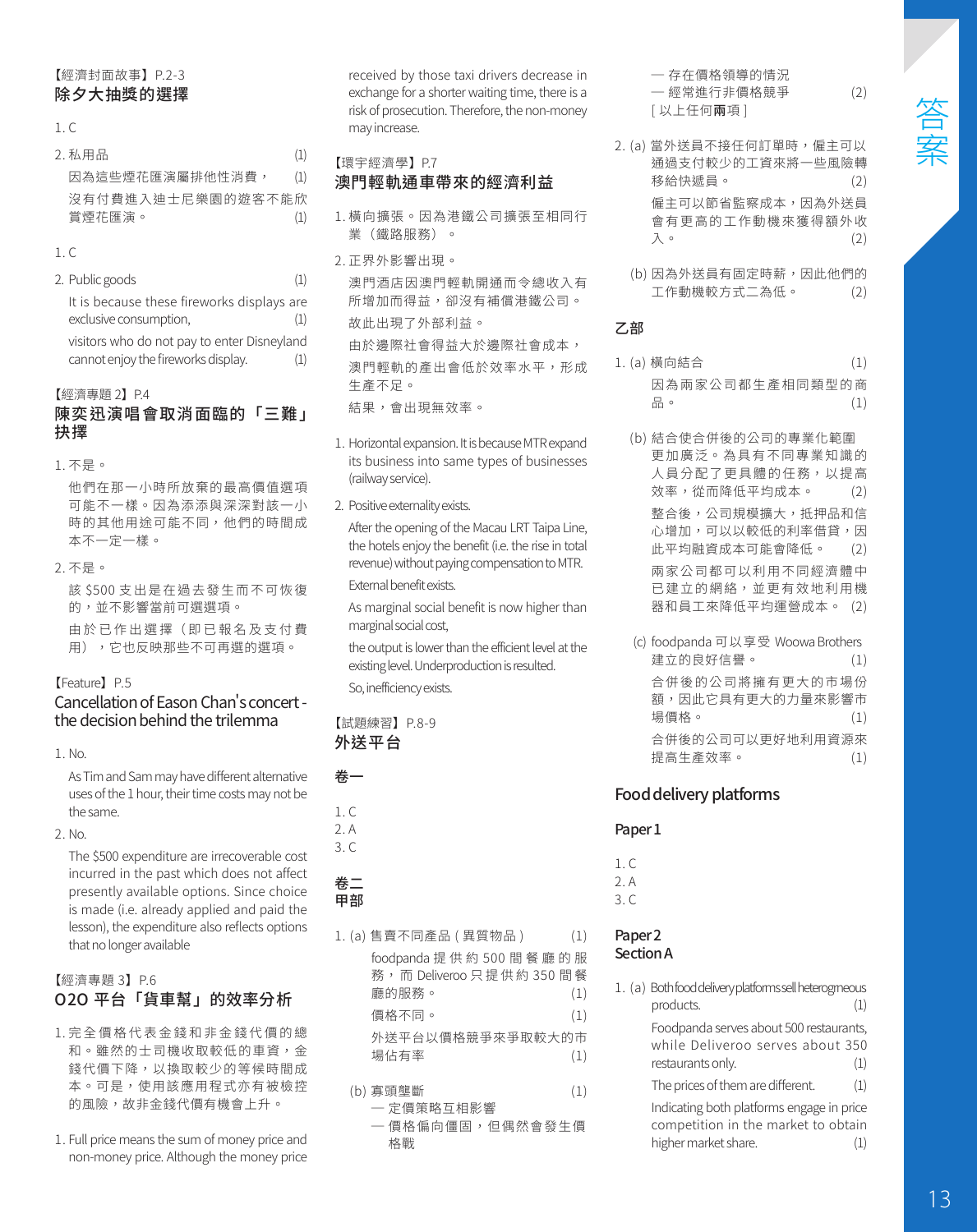【經濟封面故事】P.2-3

## 除夕大抽獎的選擇

1. C

2. 私用品 (1)

因為這些煙花匯演屬排他性消費， (1)

沒有付費進入迪士尼樂園的遊客不能欣賞煙花匯演。 (1)

1. C

2. Public goods (1)

It is because these fireworks displays are exclusive consumption, (1)

visitors who do not pay to enter Disneyland cannot enjoy the fireworks display. (1)

【經濟專題 2】P.4

## 陳奕迅演唱會取消面臨的「三難」抉擇

1. 不是。

他們在那一小時所放棄的最高價值選項可能不一樣。因為添添與深深對該一小時的其他用途可能不同，他們的時間成本不一定一樣。

2. 不是。

該 $500 支出是在過去發生而不可恢復的，並不影響當前可選選項。

由於已作出選擇（即已報名及支付費用），它也反映那些不可再選的選項。

【Feature】P.5

## Cancellation of Eason Chan's concert - the decision behind the trilemma

1. No.

As Tim and Sam may have different alternative uses of the 1 hour, their time costs may not be the same.

2. No.

The $500 expenditure are irrecoverable cost incurred in the past which does not affect presently available options. Since choice is made (i.e. already applied and paid the lesson), the expenditure also reflects options that no longer available

【經濟專題 3】P.6

## O2O 平台「貨車幫」的效率分析

1. 完全價格代表金錢和非金錢代價的總和。雖然的士司機收取較低的車資，金錢代價下降，以換取較少的等候時間成本。可是，使用該應用程式亦有被檢控的風險，故非金錢代價有機會上升。

1. Full price means the sum of money price and non-money price. Although the money price received by those taxi drivers decrease in exchange for a shorter waiting time, there is a risk of prosecution. Therefore, the non-money may increase.

【環宇經濟學】P.7

## 澳門輕軌通車帶來的經濟利益

1. 橫向擴張。因為港鐵公司擴張至相同行業（鐵路服務）。

2. 正界外影響出現。

澳門酒店因澳門輕軌開通而令總收入有所增加而得益，卻沒有補償港鐵公司。

故此出現了外部利益。

由於邊際社會得益大於邊際社會成本，

澳門輕軌的產出會低於效率水平，形成生產不足。

結果，會出現無效率。

1. Horizontal expansion. It is because MTR expand its business into same types of businesses (railway service).

2. Positive externality exists.

After the opening of the Macau LRT Taipa Line, the hotels enjoy the benefit (i.e. the rise in total revenue) without paying compensation to MTR.

External benefit exists.

As marginal social benefit is now higher than marginal social cost,

the output is lower than the efficient level at the existing level. Underproduction is resulted.

So, inefficiency exists.

【試題練習】P.8-9

## 外送平台

### 卷一

1. C
2. A
3. C

### 卷二
### 甲部

1. (a) 售賣不同產品（異質物品） (1)

foodpanda 提供約 500 間餐廳的服務，而 Deliveroo 只提供約 350 間餐廳的服務。 (1)

價格不同。 (1)

外送平台以價格競爭來爭取較大的市場佔有率 (1)

(b) 寡頭壟斷 (1)

— 定價策略互相影響

— 價格偏向僵固，但偶然會發生價格戰

— 存在價格領導的情況

— 經常進行非價格競爭 (2)

[ 以上任何**兩**項 ]

2. (a) 當外送員不接任何訂單時，僱主可以通過支付較少的工資來將一些風險轉移給快遞員。 (2)

僱主可以節省監察成本，因為外送員會有更高的工作動機來獲得額外收入。 (2)

(b) 因為外送員有固定時薪，因此他們的工作動機較方式二為低。 (2)

### 乙部

1. (a) 橫向結合 (1)

因為兩家公司都生產相同類型的商品。 (1)

(b) 結合使合併後的公司的專業化範圍更加廣泛。為具有不同專業知識的人員分配了更具體的任務，以提高效率，從而降低平均成本。 (2)

整合後，公司規模擴大，抵押品和信心增加，可以以較低的利率借貸，因此平均融資成本可能會降低。 (2)

兩家公司都可以利用不同經濟體中已建立的網絡，並更有效地利用機器和員工來降低平均運營成本。 (2)

(c) foodpanda 可以享受 Woowa Brothers 建立的良好信譽。 (1)

合併後的公司將擁有更大的市場份額，因此它具有更大的力量來影響市場價格。 (1)

合併後的公司可以更好地利用資源來提高生產效率。 (1)

## Food delivery platforms

### Paper 1

1. C
2. A
3. C

### Paper 2
### Section A

1. (a) Both food delivery platforms sell heterogeneous products. (1)

Foodpanda serves about 500 restaurants, while Deliveroo serves about 350 restaurants only. (1)

The prices of them are different. (1)

Indicating both platforms engage in price competition in the market to obtain higher market share. (1)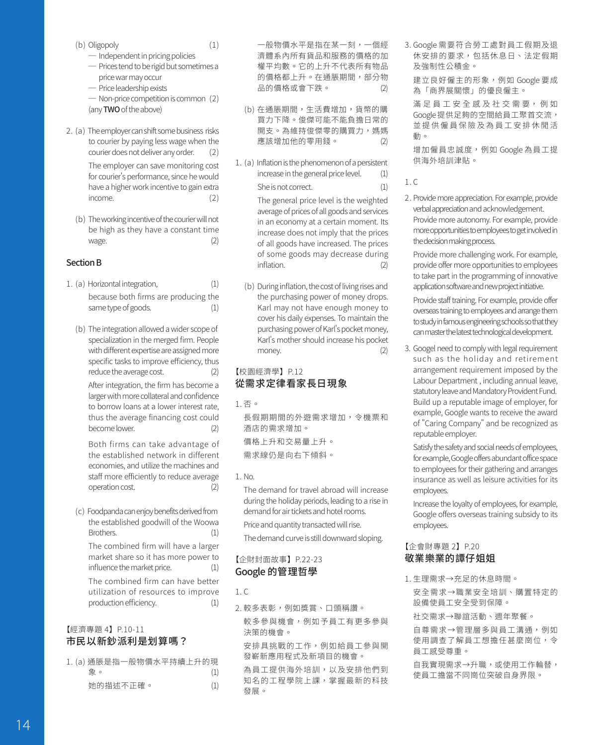(b) Oligopoly (1)
- — Independent in pricing policies
- — Prices tend to be rigid but sometimes a price war may occur
- — Price leadership exists
- — Non-price competition is common (2)

(any **TWO** of the above)

2. (a) The employer can shift some business risks to courier by paying less wage when the courier does not deliver any order. (2)

   The employer can save monitoring cost for courier's performance, since he would have a higher work incentive to gain extra income. (2)

   (b) The working incentive of the courier will not be high as they have a constant time wage. (2)

### Section B

1. (a) Horizontal integration, (1)

   because both firms are producing the same type of goods. (1)

   (b) The integration allowed a wider scope of specialization in the merged firm. People with different expertise are assigned more specific tasks to improve efficiency, thus reduce the average cost. (2)

   After integration, the firm has become a larger with more collateral and confidence to borrow loans at a lower interest rate, thus the average financing cost could become lower. (2)

   Both firms can take advantage of the established network in different economies, and utilize the machines and staff more efficiently to reduce average operation cost. (2)

   (c) Foodpanda can enjoy benefits derived from the established goodwill of the Woowa Brothers. (1)

   The combined firm will have a larger market share so it has more power to influence the market price. (1)

   The combined firm can have better utilization of resources to improve production efficiency. (1)

【經濟專題 4】P.10-11

## 市民以新鈔派利是划算嗎？

1. (a) 通脹是指一般物價水平持續上升的現象。 (1)

   她的描述不正確。 (1)

   一般物價水平是指在某一刻，一個經濟體系內所有貨品和服務的價格的加權平均數。它的上升不代表所有物品的價格都上升。在通脹期間，部分物品的價格或會下跌。 (2)

   (b) 在通脹期間，生活費增加，貨幣的購買力下降。俊傑可能不能負擔日常的開支。為維持俊傑零的購買力，媽媽應該增加他的零用錢。 (2)

1. (a) Inflation is the phenomenon of a persistent increase in the general price level. (1)

   She is not correct. (1)

   The general price level is the weighted average of prices of all goods and services in an economy at a certain moment. Its increase does not imply that the prices of all goods have increased. The prices of some goods may decrease during inflation. (2)

   (b) During inflation, the cost of living rises and the purchasing power of money drops. Karl may not have enough money to cover his daily expenses. To maintain the purchasing power of Karl's pocket money, Karl's mother should increase his pocket money. (2)

【校園經濟學】P.12

## 從需求定律看家長日現象

1. 否。

   長假期期間的外遊需求增加，令機票和酒店的需求增加。

   價格上升和交易量上升。

   需求線仍是向右下傾斜。

1. No.

   The demand for travel abroad will increase during the holiday periods, leading to a rise in demand for air tickets and hotel rooms.

   Price and quantity transacted will rise.

   The demand curve is still downward sloping.

【企財封面故事】P.22-23

## Google 的管理哲學

1. C

2. 較多表彰，例如獎賞、口頭稱讚。

   較多參與機會，例如予員工有更多參與決策的機會。

   安排具挑戰的工作，例如給員工參與開發嶄新應用程式及新項目的機會。

   為員工提供海外培訓，以及安排他們到知名的工程學院上課，掌握最新的科技發展。

3. Google 需要符合勞工處對員工假期及退休安排的要求，包括休息日、法定假期及強制性公積金。

   建立良好僱主的形象，例如 Google 要成為「商界展關懷」的優良僱主。

   滿足員工安全感及社交需要，例如 Google 提供足夠的空間給員工聚首交流，並提供僱員保險及為員工安排休閒活動。

   增加僱員忠誠度，例如 Google 為員工提供海外培訓津貼。

1. C

2. Provide more appreciation. For example, provide verbal appreciation and acknowledgement.

   Provide more autonomy. For example, provide more opportunities to employees to get involved in the decision making process.

   Provide more challenging work. For example, provide offer more opportunities to employees to take part in the programming of innovative application software and new project initiative.

   Provide staff training. For example, provide offer overseas training to employees and arrange them to study in famous engineering schools so that they can master the latest technological development.

3. Googel need to comply with legal requirement such as the holiday and retirement arrangement requirement imposed by the Labour Department , including annual leave, statutory leave and Mandatory Provident Fund.

   Build up a reputable image of employer, for example, Google wants to receive the award of "Caring Company" and be recognized as reputable employer.

   Satisfy the safety and social needs of employees, for example, Google offers abundant office space to employees for their gathering and arranges insurance as well as leisure activities for its employees.

   Increase the loyalty of employees, for example, Google offers overseas training subsidy to its employees.

【企會財專題 2】P.20

## 敬業樂業的譚仔姐姐

1. 生理需求→充足的休息時間。

   安全需求→職業安全培訓、購置特定的設備使員工安全受到保障。

   社交需求→聯誼活動、週年聚餐。

   自尊需求→管理層多與員工溝通，例如使用調查了解員工想擔任甚麼崗位，令員工感受尊重。

   自我實現需求→升職，或使用工作輪替，使員工擔當不同崗位突破自身界限。